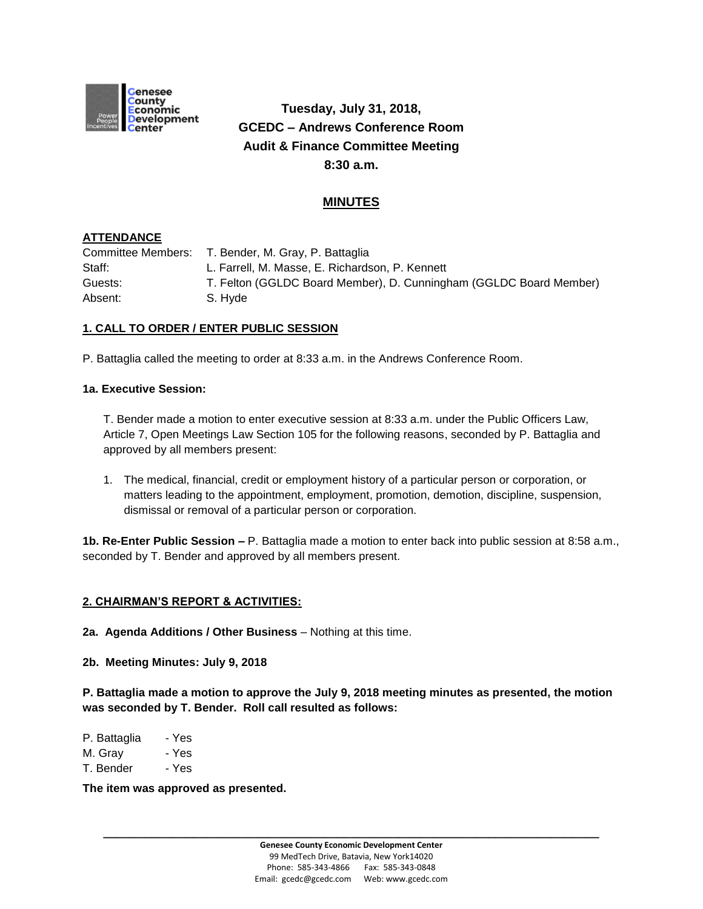**Tuesday, July 31, 2018,**
**GCEDC – Andrews Conference Room**
**Audit & Finance Committee Meeting**
**8:30 a.m.**

## MINUTES

### ATTENDANCE

Committee Members: T. Bender, M. Gray, P. Battaglia
Staff: L. Farrell, M. Masse, E. Richardson, P. Kennett
Guests: T. Felton (GGLDC Board Member), D. Cunningham (GGLDC Board Member)
Absent: S. Hyde

### 1. CALL TO ORDER / ENTER PUBLIC SESSION

P. Battaglia called the meeting to order at 8:33 a.m. in the Andrews Conference Room.

**1a. Executive Session:**

T. Bender made a motion to enter executive session at 8:33 a.m. under the Public Officers Law, Article 7, Open Meetings Law Section 105 for the following reasons, seconded by P. Battaglia and approved by all members present:

1. The medical, financial, credit or employment history of a particular person or corporation, or matters leading to the appointment, employment, promotion, demotion, discipline, suspension, dismissal or removal of a particular person or corporation.

**1b. Re-Enter Public Session –** P. Battaglia made a motion to enter back into public session at 8:58 a.m., seconded by T. Bender and approved by all members present.

### 2. CHAIRMAN'S REPORT & ACTIVITIES:

**2a. Agenda Additions / Other Business** – Nothing at this time.

**2b. Meeting Minutes: July 9, 2018**

**P. Battaglia made a motion to approve the July 9, 2018 meeting minutes as presented, the motion was seconded by T. Bender. Roll call resulted as follows:**

P. Battaglia - Yes
M. Gray - Yes
T. Bender - Yes

**The item was approved as presented.**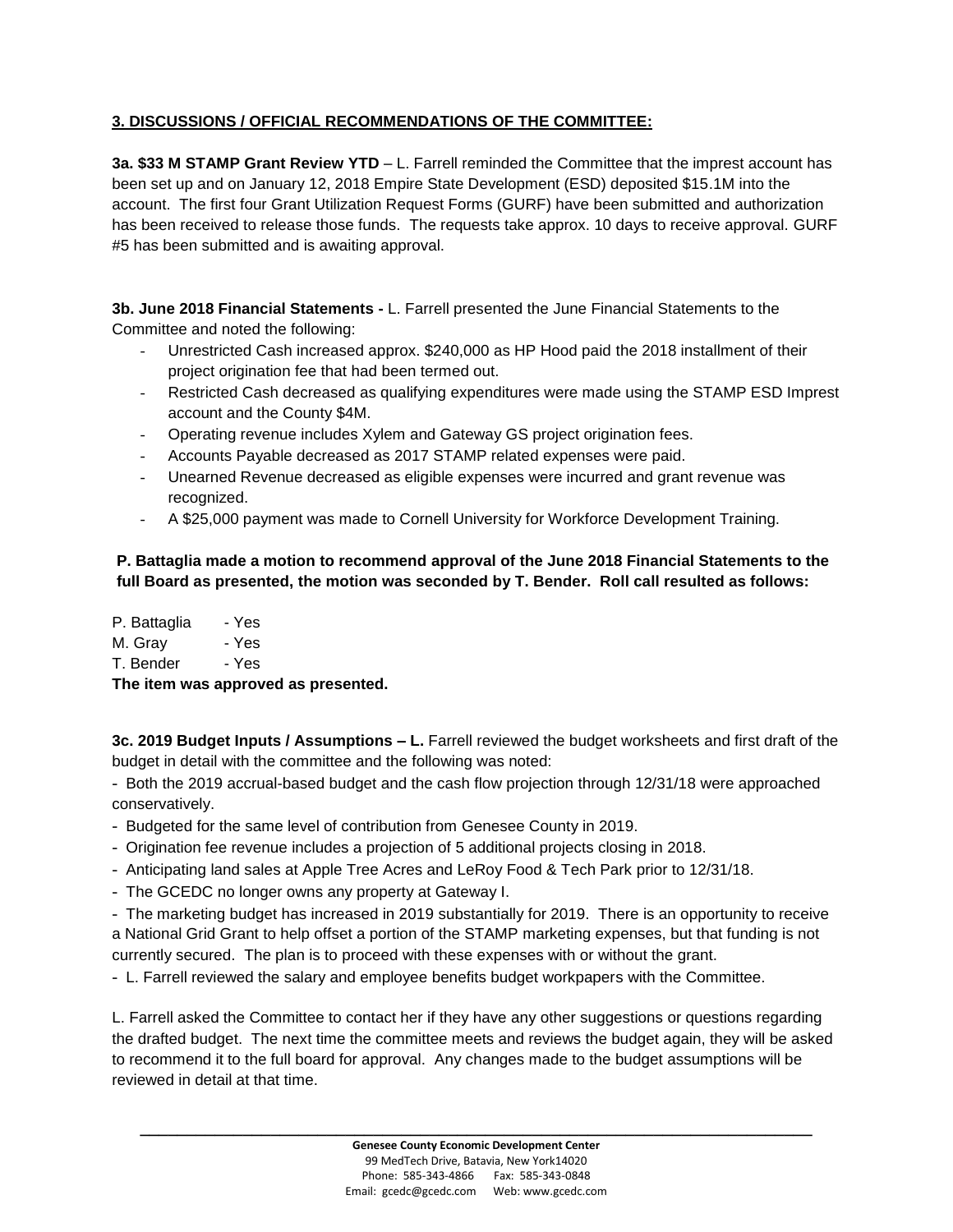**3. DISCUSSIONS / OFFICIAL RECOMMENDATIONS OF THE COMMITTEE:**

**3a. $33 M STAMP Grant Review YTD** – L. Farrell reminded the Committee that the imprest account has been set up and on January 12, 2018 Empire State Development (ESD) deposited $15.1M into the account. The first four Grant Utilization Request Forms (GURF) have been submitted and authorization has been received to release those funds. The requests take approx. 10 days to receive approval. GURF #5 has been submitted and is awaiting approval.

**3b. June 2018 Financial Statements -** L. Farrell presented the June Financial Statements to the Committee and noted the following:

- Unrestricted Cash increased approx. $240,000 as HP Hood paid the 2018 installment of their project origination fee that had been termed out.
- Restricted Cash decreased as qualifying expenditures were made using the STAMP ESD Imprest account and the County $4M.
- Operating revenue includes Xylem and Gateway GS project origination fees.
- Accounts Payable decreased as 2017 STAMP related expenses were paid.
- Unearned Revenue decreased as eligible expenses were incurred and grant revenue was recognized.
- A $25,000 payment was made to Cornell University for Workforce Development Training.

**P. Battaglia made a motion to recommend approval of the June 2018 Financial Statements to the full Board as presented, the motion was seconded by T. Bender. Roll call resulted as follows:**

P. Battaglia - Yes
M. Gray - Yes
T. Bender - Yes

**The item was approved as presented.**

**3c. 2019 Budget Inputs / Assumptions – L.** Farrell reviewed the budget worksheets and first draft of the budget in detail with the committee and the following was noted:

- Both the 2019 accrual-based budget and the cash flow projection through 12/31/18 were approached conservatively.
- Budgeted for the same level of contribution from Genesee County in 2019.
- Origination fee revenue includes a projection of 5 additional projects closing in 2018.
- Anticipating land sales at Apple Tree Acres and LeRoy Food & Tech Park prior to 12/31/18.
- The GCEDC no longer owns any property at Gateway I.
- The marketing budget has increased in 2019 substantially for 2019. There is an opportunity to receive a National Grid Grant to help offset a portion of the STAMP marketing expenses, but that funding is not currently secured. The plan is to proceed with these expenses with or without the grant.
- L. Farrell reviewed the salary and employee benefits budget workpapers with the Committee.

L. Farrell asked the Committee to contact her if they have any other suggestions or questions regarding the drafted budget. The next time the committee meets and reviews the budget again, they will be asked to recommend it to the full board for approval. Any changes made to the budget assumptions will be reviewed in detail at that time.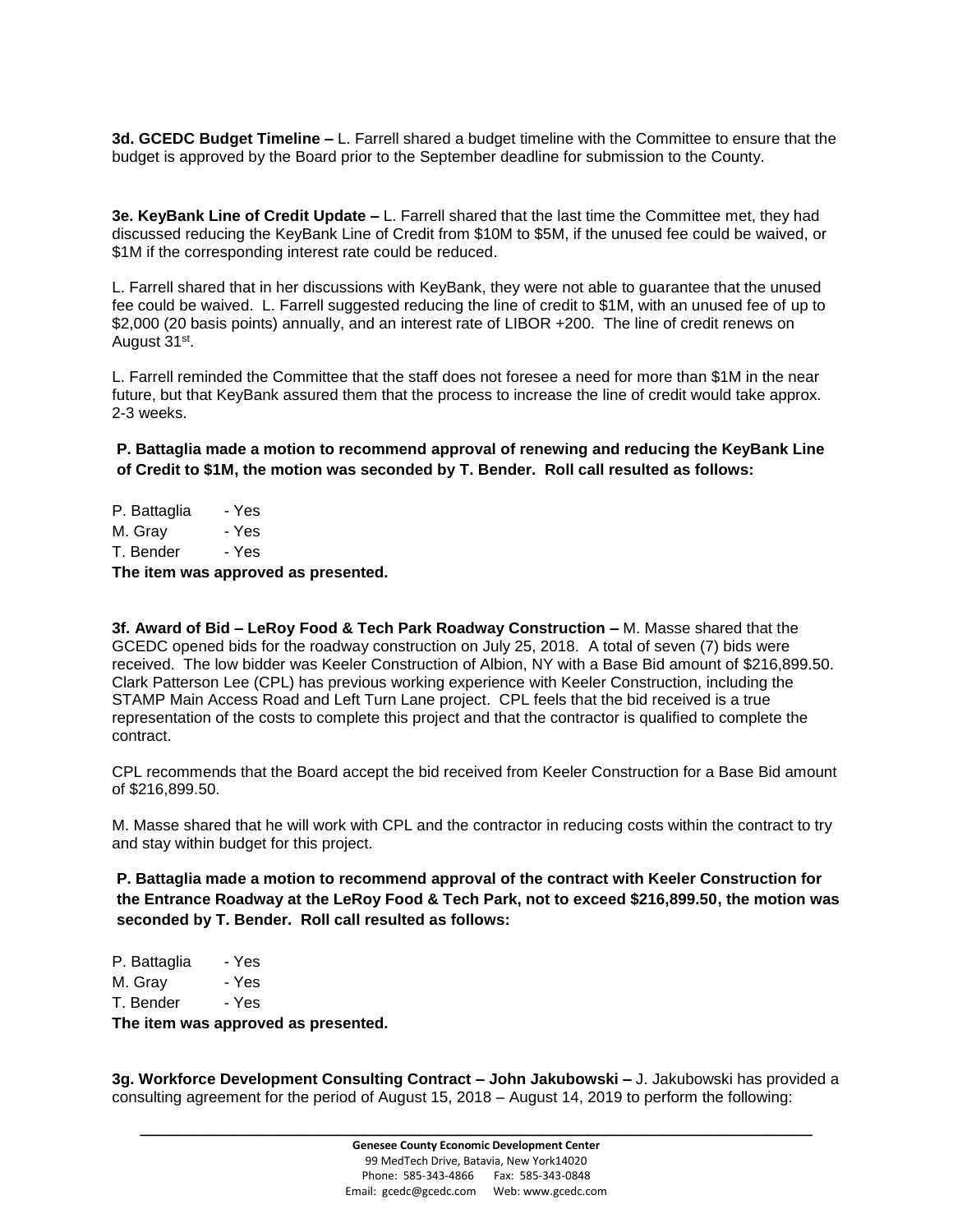**3d. GCEDC Budget Timeline –** L. Farrell shared a budget timeline with the Committee to ensure that the budget is approved by the Board prior to the September deadline for submission to the County.

**3e. KeyBank Line of Credit Update –** L. Farrell shared that the last time the Committee met, they had discussed reducing the KeyBank Line of Credit from $10M to $5M, if the unused fee could be waived, or $1M if the corresponding interest rate could be reduced.

L. Farrell shared that in her discussions with KeyBank, they were not able to guarantee that the unused fee could be waived. L. Farrell suggested reducing the line of credit to $1M, with an unused fee of up to $2,000 (20 basis points) annually, and an interest rate of LIBOR +200. The line of credit renews on August 31st.

L. Farrell reminded the Committee that the staff does not foresee a need for more than $1M in the near future, but that KeyBank assured them that the process to increase the line of credit would take approx. 2-3 weeks.

**P. Battaglia made a motion to recommend approval of renewing and reducing the KeyBank Line of Credit to $1M, the motion was seconded by T. Bender. Roll call resulted as follows:**

P. Battaglia - Yes
M. Gray - Yes
T. Bender - Yes

**The item was approved as presented.**

**3f. Award of Bid – LeRoy Food & Tech Park Roadway Construction –** M. Masse shared that the GCEDC opened bids for the roadway construction on July 25, 2018. A total of seven (7) bids were received. The low bidder was Keeler Construction of Albion, NY with a Base Bid amount of $216,899.50. Clark Patterson Lee (CPL) has previous working experience with Keeler Construction, including the STAMP Main Access Road and Left Turn Lane project. CPL feels that the bid received is a true representation of the costs to complete this project and that the contractor is qualified to complete the contract.

CPL recommends that the Board accept the bid received from Keeler Construction for a Base Bid amount of $216,899.50.

M. Masse shared that he will work with CPL and the contractor in reducing costs within the contract to try and stay within budget for this project.

**P. Battaglia made a motion to recommend approval of the contract with Keeler Construction for the Entrance Roadway at the LeRoy Food & Tech Park, not to exceed $216,899.50, the motion was seconded by T. Bender. Roll call resulted as follows:**

P. Battaglia - Yes
M. Gray - Yes
T. Bender - Yes

**The item was approved as presented.**

**3g. Workforce Development Consulting Contract – John Jakubowski –** J. Jakubowski has provided a consulting agreement for the period of August 15, 2018 – August 14, 2019 to perform the following: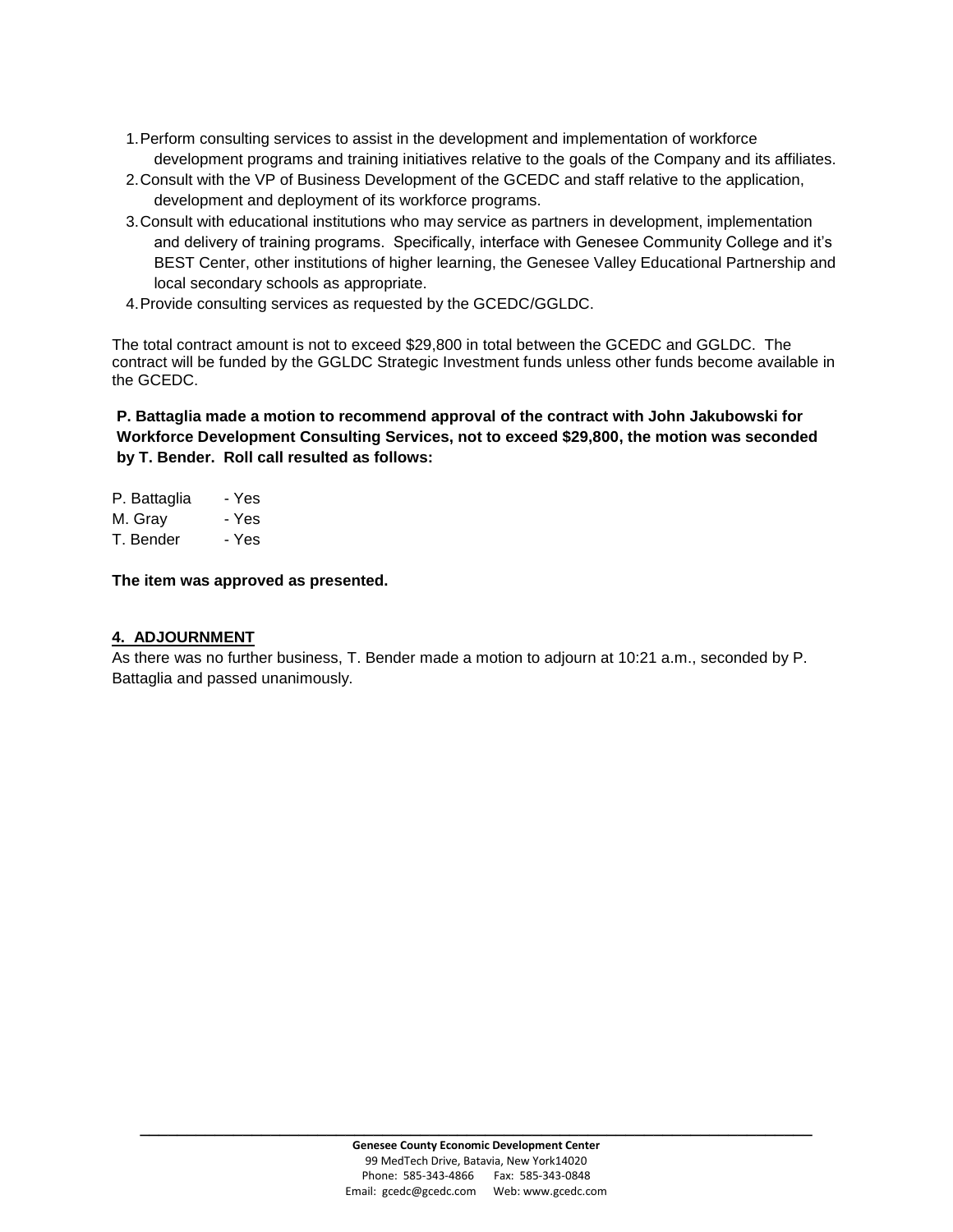1. Perform consulting services to assist in the development and implementation of workforce development programs and training initiatives relative to the goals of the Company and its affiliates.
2. Consult with the VP of Business Development of the GCEDC and staff relative to the application, development and deployment of its workforce programs.
3. Consult with educational institutions who may service as partners in development, implementation and delivery of training programs. Specifically, interface with Genesee Community College and it's BEST Center, other institutions of higher learning, the Genesee Valley Educational Partnership and local secondary schools as appropriate.
4. Provide consulting services as requested by the GCEDC/GGLDC.

The total contract amount is not to exceed $29,800 in total between the GCEDC and GGLDC. The contract will be funded by the GGLDC Strategic Investment funds unless other funds become available in the GCEDC.

**P. Battaglia made a motion to recommend approval of the contract with John Jakubowski for Workforce Development Consulting Services, not to exceed $29,800, the motion was seconded by T. Bender. Roll call resulted as follows:**

P. Battaglia - Yes
M. Gray - Yes
T. Bender - Yes

**The item was approved as presented.**

**4. ADJOURNMENT**

As there was no further business, T. Bender made a motion to adjourn at 10:21 a.m., seconded by P. Battaglia and passed unanimously.